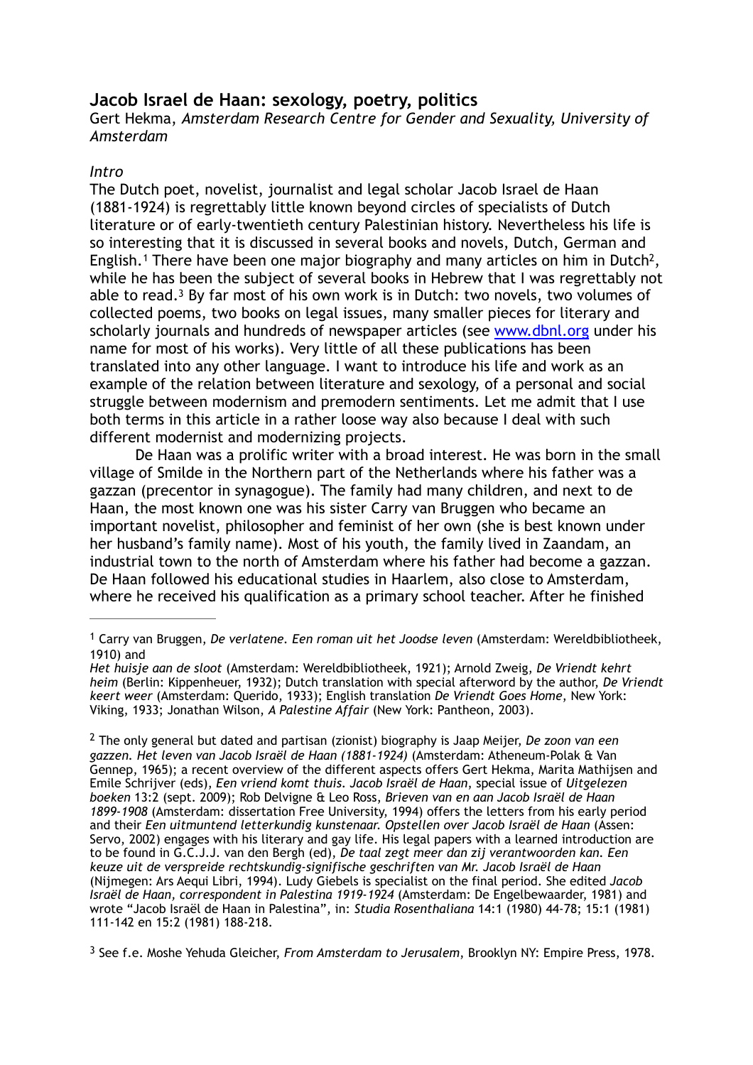## Jacob Israel de Haan: sexology, poetry, politics

Gert Hekma, *Amsterdam Research Centre for Gender and Sexuality, University of Amsterdam*

*Intro*

The Dutch poet, novelist, journalist and legal scholar Jacob Israel de Haan (1881-1924) is regrettably little known beyond circles of specialists of Dutch literature or of early-twentieth century Palestinian history. Nevertheless his life is so interesting that it is discussed in several books and novels, Dutch, German and English.[1] There have been one major biography and many articles on him in Dutch[2], while he has been the subject of several books in Hebrew that I was regrettably not able to read.[3] By far most of his own work is in Dutch: two novels, two volumes of collected poems, two books on legal issues, many smaller pieces for literary and scholarly journals and hundreds of newspaper articles (see www.dbnl.org under his name for most of his works). Very little of all these publications has been translated into any other language. I want to introduce his life and work as an example of the relation between literature and sexology, of a personal and social struggle between modernism and premodern sentiments. Let me admit that I use both terms in this article in a rather loose way also because I deal with such different modernist and modernizing projects.

De Haan was a prolific writer with a broad interest. He was born in the small village of Smilde in the Northern part of the Netherlands where his father was a gazzan (precentor in synagogue). The family had many children, and next to de Haan, the most known one was his sister Carry van Bruggen who became an important novelist, philosopher and feminist of her own (she is best known under her husband's family name). Most of his youth, the family lived in Zaandam, an industrial town to the north of Amsterdam where his father had become a gazzan. De Haan followed his educational studies in Haarlem, also close to Amsterdam, where he received his qualification as a primary school teacher. After he finished

---

[1] Carry van Bruggen, *De verlatene. Een roman uit het Joodse leven* (Amsterdam: Wereldbibliotheek, 1910) and *Het huisje aan de sloot* (Amsterdam: Wereldbibliotheek, 1921); Arnold Zweig, *De Vriendt kehrt heim* (Berlin: Kippenheuer, 1932); Dutch translation with special afterword by the author, *De Vriendt keert weer* (Amsterdam: Querido, 1933); English translation *De Vriendt Goes Home*, New York: Viking, 1933; Jonathan Wilson, *A Palestine Affair* (New York: Pantheon, 2003).

[2] The only general but dated and partisan (zionist) biography is Jaap Meijer, *De zoon van een gazzen. Het leven van Jacob Israël de Haan (1881-1924)* (Amsterdam: Atheneum-Polak & Van Gennep, 1965); a recent overview of the different aspects offers Gert Hekma, Marita Mathijsen and Emile Schrijver (eds), *Een vriend komt thuis. Jacob Israël de Haan*, special issue of *Uitgelezen boeken* 13:2 (sept. 2009); Rob Delvigne & Leo Ross, *Brieven van en aan Jacob Israël de Haan 1899-1908* (Amsterdam: dissertation Free University, 1994) offers the letters from his early period and their *Een uitmuntend letterkundig kunstenaar. Opstellen over Jacob Israël de Haan* (Assen: Servo, 2002) engages with his literary and gay life. His legal papers with a learned introduction are to be found in G.C.J.J. van den Bergh (ed), *De taal zegt meer dan zij verantwoorden kan. Een keuze uit de verspreide rechtskundig-signifische geschriften van Mr. Jacob Israël de Haan* (Nijmegen: Ars Aequi Libri, 1994). Ludy Giebels is specialist on the final period. She edited *Jacob Israël de Haan, correspondent in Palestina 1919-1924* (Amsterdam: De Engelbewaarder, 1981) and wrote "Jacob Israël de Haan in Palestina", in: *Studia Rosenthaliana* 14:1 (1980) 44-78; 15:1 (1981) 111-142 en 15:2 (1981) 188-218.

[3] See f.e. Moshe Yehuda Gleicher, *From Amsterdam to Jerusalem*, Brooklyn NY: Empire Press, 1978.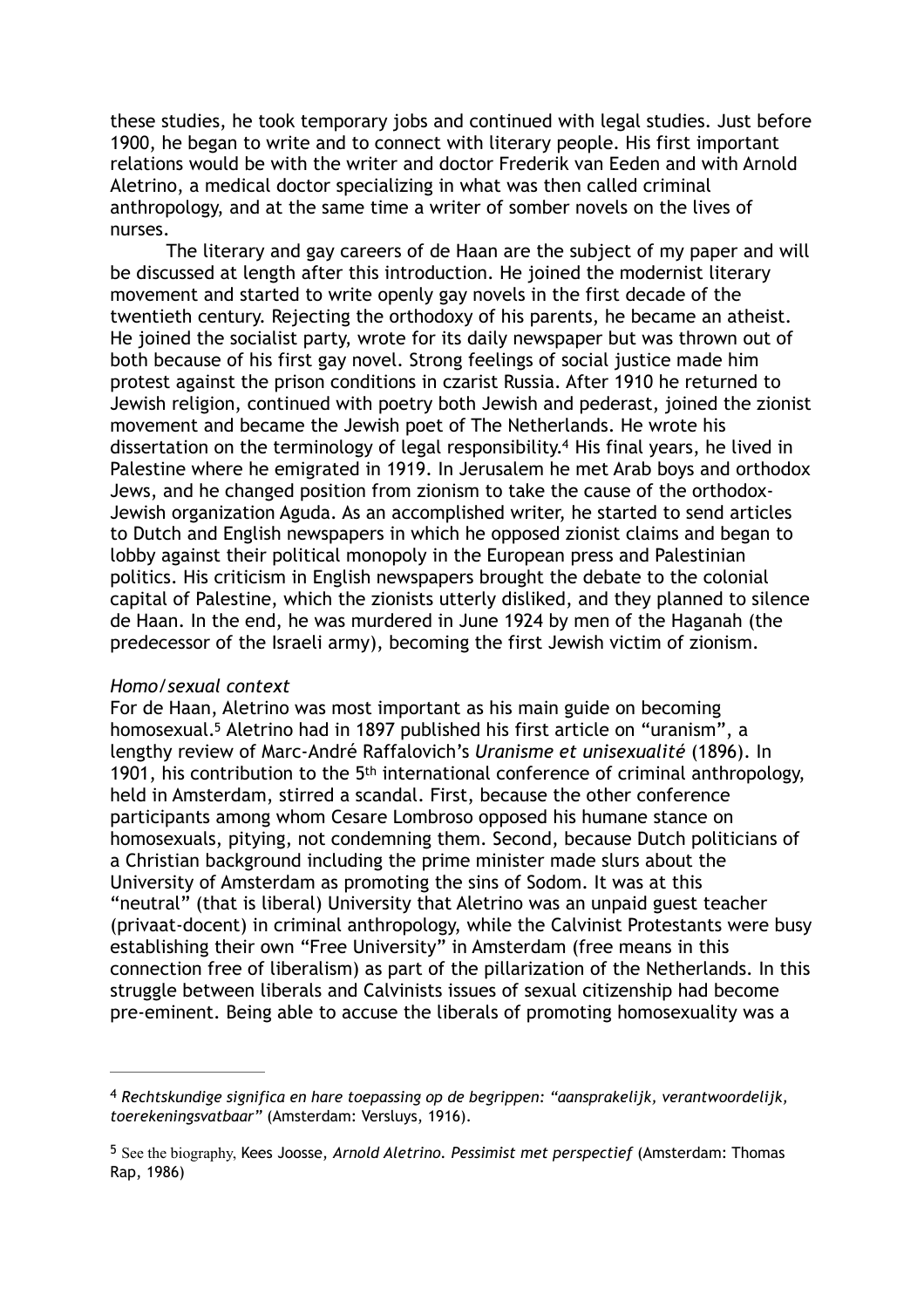these studies, he took temporary jobs and continued with legal studies. Just before 1900, he began to write and to connect with literary people. His first important relations would be with the writer and doctor Frederik van Eeden and with Arnold Aletrino, a medical doctor specializing in what was then called criminal anthropology, and at the same time a writer of somber novels on the lives of nurses.

The literary and gay careers of de Haan are the subject of my paper and will be discussed at length after this introduction. He joined the modernist literary movement and started to write openly gay novels in the first decade of the twentieth century. Rejecting the orthodoxy of his parents, he became an atheist. He joined the socialist party, wrote for its daily newspaper but was thrown out of both because of his first gay novel. Strong feelings of social justice made him protest against the prison conditions in czarist Russia. After 1910 he returned to Jewish religion, continued with poetry both Jewish and pederast, joined the zionist movement and became the Jewish poet of The Netherlands. He wrote his dissertation on the terminology of legal responsibility.[4] His final years, he lived in Palestine where he emigrated in 1919. In Jerusalem he met Arab boys and orthodox Jews, and he changed position from zionism to take the cause of the orthodox-Jewish organization Aguda. As an accomplished writer, he started to send articles to Dutch and English newspapers in which he opposed zionist claims and began to lobby against their political monopoly in the European press and Palestinian politics. His criticism in English newspapers brought the debate to the colonial capital of Palestine, which the zionists utterly disliked, and they planned to silence de Haan. In the end, he was murdered in June 1924 by men of the Haganah (the predecessor of the Israeli army), becoming the first Jewish victim of zionism.

*Homo/sexual context*

For de Haan, Aletrino was most important as his main guide on becoming homosexual.[5] Aletrino had in 1897 published his first article on "uranism", a lengthy review of Marc-André Raffalovich's *Uranisme et unisexualité* (1896). In 1901, his contribution to the 5th international conference of criminal anthropology, held in Amsterdam, stirred a scandal. First, because the other conference participants among whom Cesare Lombroso opposed his humane stance on homosexuals, pitying, not condemning them. Second, because Dutch politicians of a Christian background including the prime minister made slurs about the University of Amsterdam as promoting the sins of Sodom. It was at this "neutral" (that is liberal) University that Aletrino was an unpaid guest teacher (privaat-docent) in criminal anthropology, while the Calvinist Protestants were busy establishing their own "Free University" in Amsterdam (free means in this connection free of liberalism) as part of the pillarization of the Netherlands. In this struggle between liberals and Calvinists issues of sexual citizenship had become pre-eminent. Being able to accuse the liberals of promoting homosexuality was a

---

[4] *Rechtskundige significa en hare toepassing op de begrippen: "aansprakelijk, verantwoordelijk, toerekeningsvatbaar"* (Amsterdam: Versluys, 1916).

[5] See the biography, Kees Joosse, *Arnold Aletrino. Pessimist met perspectief* (Amsterdam: Thomas Rap, 1986)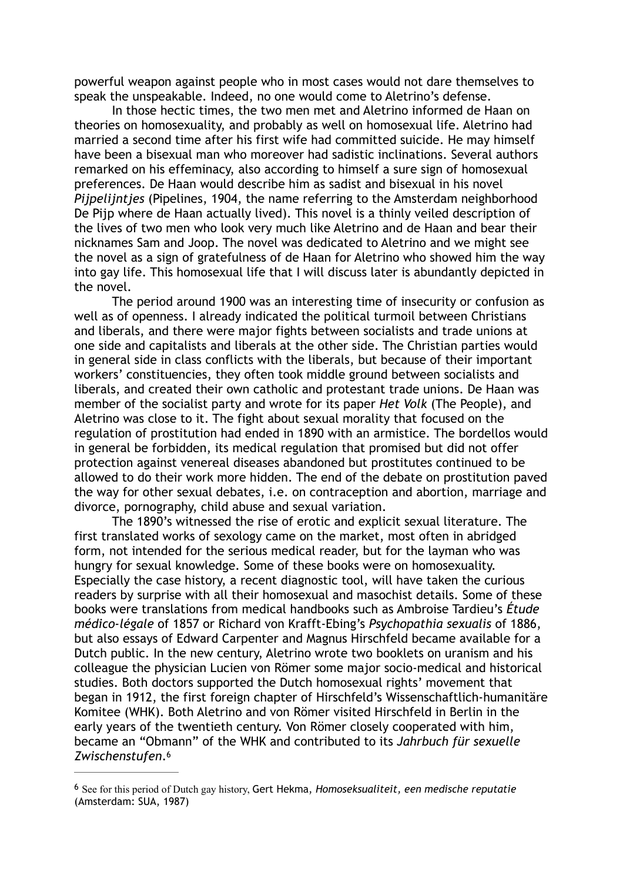powerful weapon against people who in most cases would not dare themselves to speak the unspeakable. Indeed, no one would come to Aletrino's defense.

In those hectic times, the two men met and Aletrino informed de Haan on theories on homosexuality, and probably as well on homosexual life. Aletrino had married a second time after his first wife had committed suicide. He may himself have been a bisexual man who moreover had sadistic inclinations. Several authors remarked on his effeminacy, also according to himself a sure sign of homosexual preferences. De Haan would describe him as sadist and bisexual in his novel *Pijpelijntjes* (Pipelines, 1904, the name referring to the Amsterdam neighborhood De Pijp where de Haan actually lived). This novel is a thinly veiled description of the lives of two men who look very much like Aletrino and de Haan and bear their nicknames Sam and Joop. The novel was dedicated to Aletrino and we might see the novel as a sign of gratefulness of de Haan for Aletrino who showed him the way into gay life. This homosexual life that I will discuss later is abundantly depicted in the novel.

The period around 1900 was an interesting time of insecurity or confusion as well as of openness. I already indicated the political turmoil between Christians and liberals, and there were major fights between socialists and trade unions at one side and capitalists and liberals at the other side. The Christian parties would in general side in class conflicts with the liberals, but because of their important workers' constituencies, they often took middle ground between socialists and liberals, and created their own catholic and protestant trade unions. De Haan was member of the socialist party and wrote for its paper *Het Volk* (The People), and Aletrino was close to it. The fight about sexual morality that focused on the regulation of prostitution had ended in 1890 with an armistice. The bordellos would in general be forbidden, its medical regulation that promised but did not offer protection against venereal diseases abandoned but prostitutes continued to be allowed to do their work more hidden. The end of the debate on prostitution paved the way for other sexual debates, i.e. on contraception and abortion, marriage and divorce, pornography, child abuse and sexual variation.

The 1890's witnessed the rise of erotic and explicit sexual literature. The first translated works of sexology came on the market, most often in abridged form, not intended for the serious medical reader, but for the layman who was hungry for sexual knowledge. Some of these books were on homosexuality. Especially the case history, a recent diagnostic tool, will have taken the curious readers by surprise with all their homosexual and masochist details. Some of these books were translations from medical handbooks such as Ambroise Tardieu's *Étude médico-légale* of 1857 or Richard von Krafft-Ebing's *Psychopathia sexualis* of 1886, but also essays of Edward Carpenter and Magnus Hirschfeld became available for a Dutch public. In the new century, Aletrino wrote two booklets on uranism and his colleague the physician Lucien von Römer some major socio-medical and historical studies. Both doctors supported the Dutch homosexual rights' movement that began in 1912, the first foreign chapter of Hirschfeld's Wissenschaftlich-humanitäre Komitee (WHK). Both Aletrino and von Römer visited Hirschfeld in Berlin in the early years of the twentieth century. Von Römer closely cooperated with him, became an "Obmann" of the WHK and contributed to its *Jahrbuch für sexuelle Zwischenstufen*.[6]

---

[6] See for this period of Dutch gay history, Gert Hekma, *Homoseksualiteit, een medische reputatie* (Amsterdam: SUA, 1987)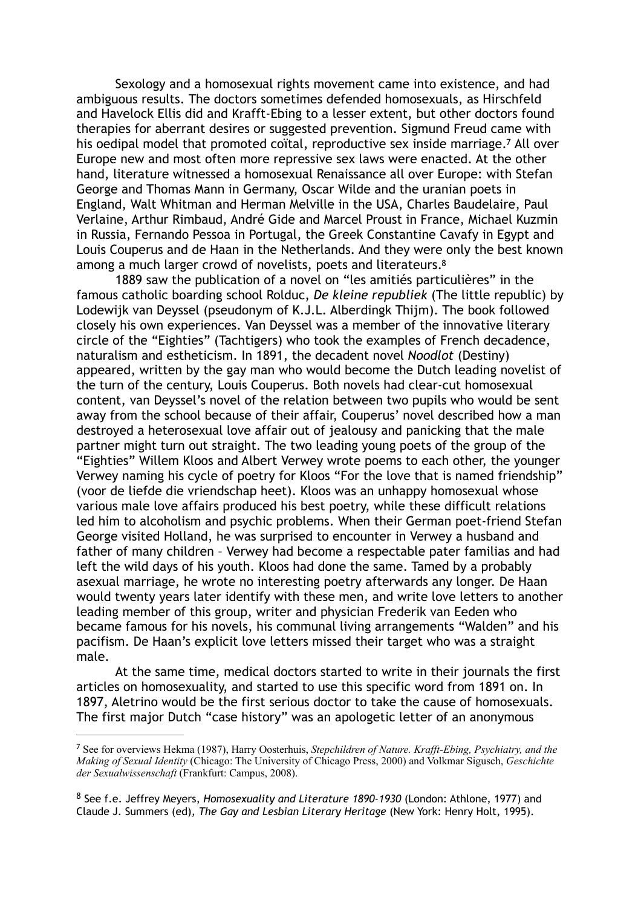Sexology and a homosexual rights movement came into existence, and had ambiguous results. The doctors sometimes defended homosexuals, as Hirschfeld and Havelock Ellis did and Krafft-Ebing to a lesser extent, but other doctors found therapies for aberrant desires or suggested prevention. Sigmund Freud came with his oedipal model that promoted coïtal, reproductive sex inside marriage.[7] All over Europe new and most often more repressive sex laws were enacted. At the other hand, literature witnessed a homosexual Renaissance all over Europe: with Stefan George and Thomas Mann in Germany, Oscar Wilde and the uranian poets in England, Walt Whitman and Herman Melville in the USA, Charles Baudelaire, Paul Verlaine, Arthur Rimbaud, André Gide and Marcel Proust in France, Michael Kuzmin in Russia, Fernando Pessoa in Portugal, the Greek Constantine Cavafy in Egypt and Louis Couperus and de Haan in the Netherlands. And they were only the best known among a much larger crowd of novelists, poets and literateurs.[8]

1889 saw the publication of a novel on "les amitiés particulières" in the famous catholic boarding school Rolduc, *De kleine republiek* (The little republic) by Lodewijk van Deyssel (pseudonym of K.J.L. Alberdingk Thijm). The book followed closely his own experiences. Van Deyssel was a member of the innovative literary circle of the "Eighties" (Tachtigers) who took the examples of French decadence, naturalism and estheticism. In 1891, the decadent novel *Noodlot* (Destiny) appeared, written by the gay man who would become the Dutch leading novelist of the turn of the century, Louis Couperus. Both novels had clear-cut homosexual content, van Deyssel's novel of the relation between two pupils who would be sent away from the school because of their affair, Couperus' novel described how a man destroyed a heterosexual love affair out of jealousy and panicking that the male partner might turn out straight. The two leading young poets of the group of the "Eighties" Willem Kloos and Albert Verwey wrote poems to each other, the younger Verwey naming his cycle of poetry for Kloos "For the love that is named friendship" (voor de liefde die vriendschap heet). Kloos was an unhappy homosexual whose various male love affairs produced his best poetry, while these difficult relations led him to alcoholism and psychic problems. When their German poet-friend Stefan George visited Holland, he was surprised to encounter in Verwey a husband and father of many children – Verwey had become a respectable pater familias and had left the wild days of his youth. Kloos had done the same. Tamed by a probably asexual marriage, he wrote no interesting poetry afterwards any longer. De Haan would twenty years later identify with these men, and write love letters to another leading member of this group, writer and physician Frederik van Eeden who became famous for his novels, his communal living arrangements "Walden" and his pacifism. De Haan's explicit love letters missed their target who was a straight male.

At the same time, medical doctors started to write in their journals the first articles on homosexuality, and started to use this specific word from 1891 on. In 1897, Aletrino would be the first serious doctor to take the cause of homosexuals. The first major Dutch "case history" was an apologetic letter of an anonymous

---

[7] See for overviews Hekma (1987), Harry Oosterhuis, *Stepchildren of Nature. Krafft-Ebing, Psychiatry, and the Making of Sexual Identity* (Chicago: The University of Chicago Press, 2000) and Volkmar Sigusch, *Geschichte der Sexualwissenschaft* (Frankfurt: Campus, 2008).

[8] See f.e. Jeffrey Meyers, *Homosexuality and Literature 1890-1930* (London: Athlone, 1977) and Claude J. Summers (ed), *The Gay and Lesbian Literary Heritage* (New York: Henry Holt, 1995).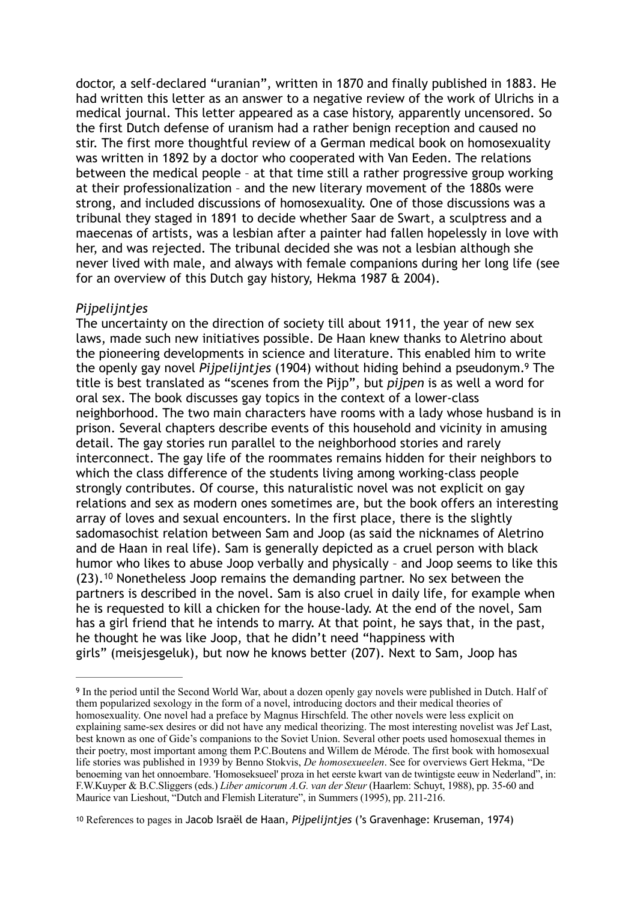doctor, a self-declared "uranian", written in 1870 and finally published in 1883. He had written this letter as an answer to a negative review of the work of Ulrichs in a medical journal. This letter appeared as a case history, apparently uncensored. So the first Dutch defense of uranism had a rather benign reception and caused no stir. The first more thoughtful review of a German medical book on homosexuality was written in 1892 by a doctor who cooperated with Van Eeden. The relations between the medical people – at that time still a rather progressive group working at their professionalization – and the new literary movement of the 1880s were strong, and included discussions of homosexuality. One of those discussions was a tribunal they staged in 1891 to decide whether Saar de Swart, a sculptress and a maecenas of artists, was a lesbian after a painter had fallen hopelessly in love with her, and was rejected. The tribunal decided she was not a lesbian although she never lived with male, and always with female companions during her long life (see for an overview of this Dutch gay history, Hekma 1987 & 2004).

### *Pijpelijntjes*

The uncertainty on the direction of society till about 1911, the year of new sex laws, made such new initiatives possible. De Haan knew thanks to Aletrino about the pioneering developments in science and literature. This enabled him to write the openly gay novel *Pijpelijntjes* (1904) without hiding behind a pseudonym.[9] The title is best translated as "scenes from the Pijp", but *pijpen* is as well a word for oral sex. The book discusses gay topics in the context of a lower-class neighborhood. The two main characters have rooms with a lady whose husband is in prison. Several chapters describe events of this household and vicinity in amusing detail. The gay stories run parallel to the neighborhood stories and rarely interconnect. The gay life of the roommates remains hidden for their neighbors to which the class difference of the students living among working-class people strongly contributes. Of course, this naturalistic novel was not explicit on gay relations and sex as modern ones sometimes are, but the book offers an interesting array of loves and sexual encounters. In the first place, there is the slightly sadomasochist relation between Sam and Joop (as said the nicknames of Aletrino and de Haan in real life). Sam is generally depicted as a cruel person with black humor who likes to abuse Joop verbally and physically – and Joop seems to like this (23).[10] Nonetheless Joop remains the demanding partner. No sex between the partners is described in the novel. Sam is also cruel in daily life, for example when he is requested to kill a chicken for the house-lady. At the end of the novel, Sam has a girl friend that he intends to marry. At that point, he says that, in the past, he thought he was like Joop, that he didn't need "happiness with girls" (meisjesgeluk), but now he knows better (207). Next to Sam, Joop has

---

[9] In the period until the Second World War, about a dozen openly gay novels were published in Dutch. Half of them popularized sexology in the form of a novel, introducing doctors and their medical theories of homosexuality. One novel had a preface by Magnus Hirschfeld. The other novels were less explicit on explaining same-sex desires or did not have any medical theorizing. The most interesting novelist was Jef Last, best known as one of Gide's companions to the Soviet Union. Several other poets used homosexual themes in their poetry, most important among them P.C.Boutens and Willem de Mérode. The first book with homosexual life stories was published in 1939 by Benno Stokvis, *De homosexueelen*. See for overviews Gert Hekma, "De benoeming van het onnoembare. 'Homoseksueel' proza in het eerste kwart van de twintigste eeuw in Nederland", in: F.W.Kuyper & B.C.Sliggers (eds.) *Liber amicorum A.G. van der Steur* (Haarlem: Schuyt, 1988), pp. 35-60 and Maurice van Lieshout, "Dutch and Flemish Literature", in Summers (1995), pp. 211-216.

[10] References to pages in Jacob Israël de Haan, *Pijpelijntjes* ('s Gravenhage: Kruseman, 1974)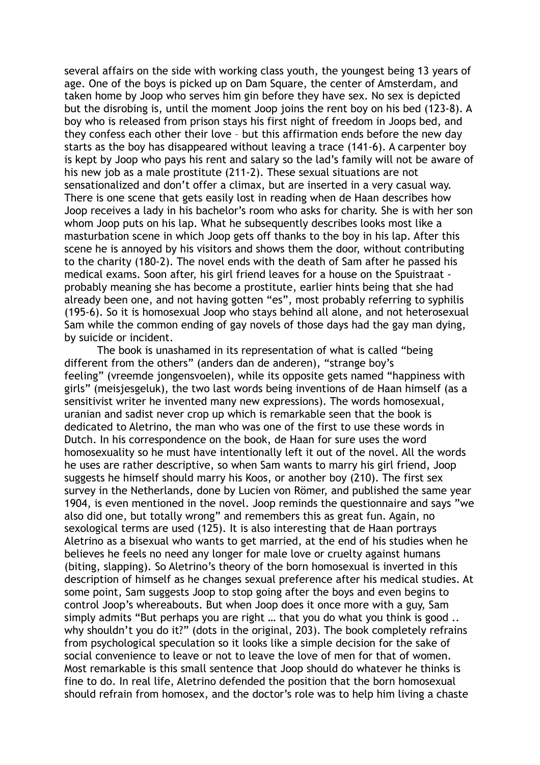several affairs on the side with working class youth, the youngest being 13 years of age. One of the boys is picked up on Dam Square, the center of Amsterdam, and taken home by Joop who serves him gin before they have sex. No sex is depicted but the disrobing is, until the moment Joop joins the rent boy on his bed (123-8). A boy who is released from prison stays his first night of freedom in Joops bed, and they confess each other their love – but this affirmation ends before the new day starts as the boy has disappeared without leaving a trace (141-6). A carpenter boy is kept by Joop who pays his rent and salary so the lad's family will not be aware of his new job as a male prostitute (211-2). These sexual situations are not sensationalized and don't offer a climax, but are inserted in a very casual way. There is one scene that gets easily lost in reading when de Haan describes how Joop receives a lady in his bachelor's room who asks for charity. She is with her son whom Joop puts on his lap. What he subsequently describes looks most like a masturbation scene in which Joop gets off thanks to the boy in his lap. After this scene he is annoyed by his visitors and shows them the door, without contributing to the charity (180-2). The novel ends with the death of Sam after he passed his medical exams. Soon after, his girl friend leaves for a house on the Spuistraat - probably meaning she has become a prostitute, earlier hints being that she had already been one, and not having gotten "es", most probably referring to syphilis (195-6). So it is homosexual Joop who stays behind all alone, and not heterosexual Sam while the common ending of gay novels of those days had the gay man dying, by suicide or incident.

The book is unashamed in its representation of what is called "being different from the others" (anders dan de anderen), "strange boy's feeling" (vreemde jongensvoelen), while its opposite gets named "happiness with girls" (meisjesgeluk), the two last words being inventions of de Haan himself (as a sensitivist writer he invented many new expressions). The words homosexual, uranian and sadist never crop up which is remarkable seen that the book is dedicated to Aletrino, the man who was one of the first to use these words in Dutch. In his correspondence on the book, de Haan for sure uses the word homosexuality so he must have intentionally left it out of the novel. All the words he uses are rather descriptive, so when Sam wants to marry his girl friend, Joop suggests he himself should marry his Koos, or another boy (210). The first sex survey in the Netherlands, done by Lucien von Römer, and published the same year 1904, is even mentioned in the novel. Joop reminds the questionnaire and says "we also did one, but totally wrong" and remembers this as great fun. Again, no sexological terms are used (125). It is also interesting that de Haan portrays Aletrino as a bisexual who wants to get married, at the end of his studies when he believes he feels no need any longer for male love or cruelty against humans (biting, slapping). So Aletrino's theory of the born homosexual is inverted in this description of himself as he changes sexual preference after his medical studies. At some point, Sam suggests Joop to stop going after the boys and even begins to control Joop's whereabouts. But when Joop does it once more with a guy, Sam simply admits "But perhaps you are right … that you do what you think is good .. why shouldn't you do it?" (dots in the original, 203). The book completely refrains from psychological speculation so it looks like a simple decision for the sake of social convenience to leave or not to leave the love of men for that of women. Most remarkable is this small sentence that Joop should do whatever he thinks is fine to do. In real life, Aletrino defended the position that the born homosexual should refrain from homosex, and the doctor's role was to help him living a chaste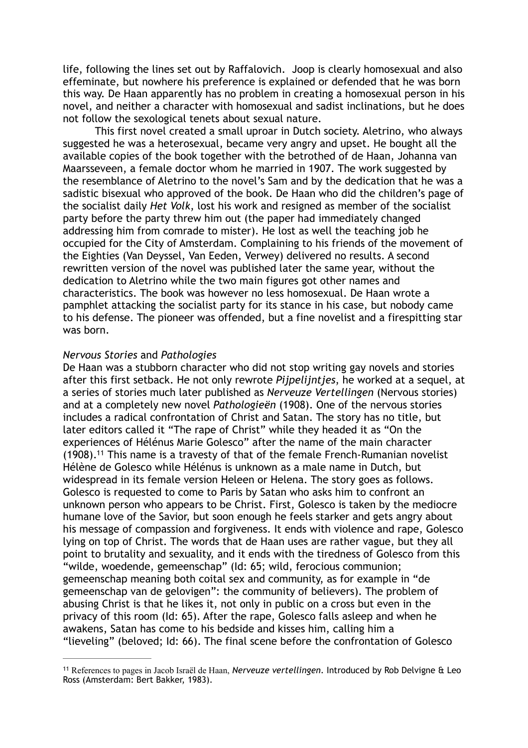life, following the lines set out by Raffalovich. Joop is clearly homosexual and also effeminate, but nowhere his preference is explained or defended that he was born this way. De Haan apparently has no problem in creating a homosexual person in his novel, and neither a character with homosexual and sadist inclinations, but he does not follow the sexological tenets about sexual nature.

This first novel created a small uproar in Dutch society. Aletrino, who always suggested he was a heterosexual, became very angry and upset. He bought all the available copies of the book together with the betrothed of de Haan, Johanna van Maarsseveen, a female doctor whom he married in 1907. The work suggested by the resemblance of Aletrino to the novel's Sam and by the dedication that he was a sadistic bisexual who approved of the book. De Haan who did the children's page of the socialist daily *Het Volk*, lost his work and resigned as member of the socialist party before the party threw him out (the paper had immediately changed addressing him from comrade to mister). He lost as well the teaching job he occupied for the City of Amsterdam. Complaining to his friends of the movement of the Eighties (Van Deyssel, Van Eeden, Verwey) delivered no results. A second rewritten version of the novel was published later the same year, without the dedication to Aletrino while the two main figures got other names and characteristics. The book was however no less homosexual. De Haan wrote a pamphlet attacking the socialist party for its stance in his case, but nobody came to his defense. The pioneer was offended, but a fine novelist and a firespitting star was born.

### *Nervous Stories* and *Pathologies*

De Haan was a stubborn character who did not stop writing gay novels and stories after this first setback. He not only rewrote *Pijpelijntjes*, he worked at a sequel, at a series of stories much later published as *Nerveuze Vertellingen* (Nervous stories) and at a completely new novel *Pathologieën* (1908). One of the nervous stories includes a radical confrontation of Christ and Satan. The story has no title, but later editors called it "The rape of Christ" while they headed it as "On the experiences of Hélénus Marie Golesco" after the name of the main character (1908).[11] This name is a travesty of that of the female French-Rumanian novelist Hélène de Golesco while Hélénus is unknown as a male name in Dutch, but widespread in its female version Heleen or Helena. The story goes as follows. Golesco is requested to come to Paris by Satan who asks him to confront an unknown person who appears to be Christ. First, Golesco is taken by the mediocre humane love of the Savior, but soon enough he feels starker and gets angry about his message of compassion and forgiveness. It ends with violence and rape, Golesco lying on top of Christ. The words that de Haan uses are rather vague, but they all point to brutality and sexuality, and it ends with the tiredness of Golesco from this "wilde, woedende, gemeenschap" (Id: 65; wild, ferocious communion; gemeenschap meaning both coital sex and community, as for example in "de gemeenschap van de gelovigen": the community of believers). The problem of abusing Christ is that he likes it, not only in public on a cross but even in the privacy of this room (Id: 65). After the rape, Golesco falls asleep and when he awakens, Satan has come to his bedside and kisses him, calling him a "lieveling" (beloved; Id: 66). The final scene before the confrontation of Golesco

---

[11] References to pages in Jacob Israël de Haan, *Nerveuze vertellingen*. Introduced by Rob Delvigne & Leo Ross (Amsterdam: Bert Bakker, 1983).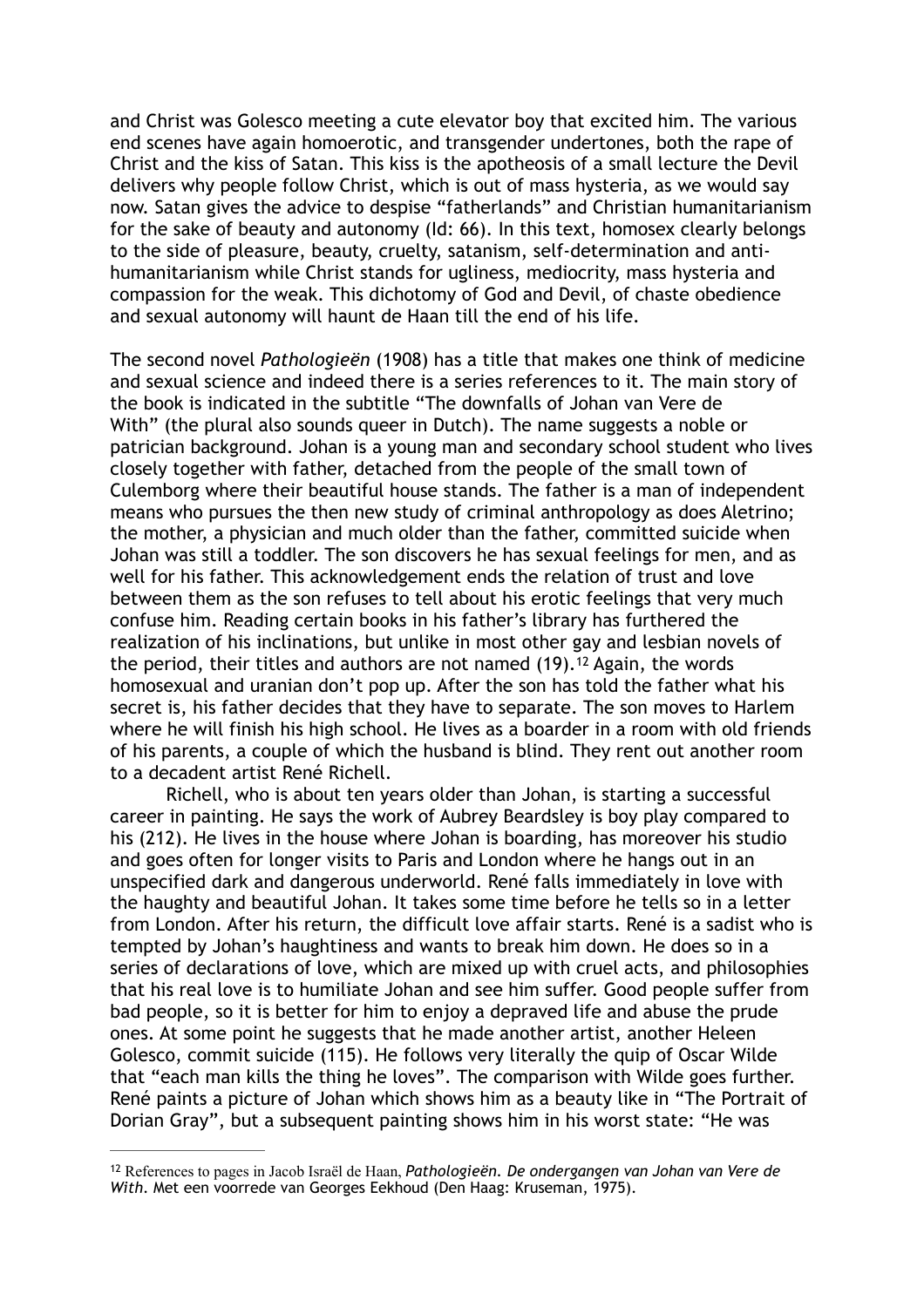and Christ was Golesco meeting a cute elevator boy that excited him. The various end scenes have again homoerotic, and transgender undertones, both the rape of Christ and the kiss of Satan. This kiss is the apotheosis of a small lecture the Devil delivers why people follow Christ, which is out of mass hysteria, as we would say now. Satan gives the advice to despise "fatherlands" and Christian humanitarianism for the sake of beauty and autonomy (Id: 66). In this text, homosex clearly belongs to the side of pleasure, beauty, cruelty, satanism, self-determination and anti-humanitarianism while Christ stands for ugliness, mediocrity, mass hysteria and compassion for the weak. This dichotomy of God and Devil, of chaste obedience and sexual autonomy will haunt de Haan till the end of his life.

The second novel *Pathologieën* (1908) has a title that makes one think of medicine and sexual science and indeed there is a series references to it. The main story of the book is indicated in the subtitle "The downfalls of Johan van Vere de With" (the plural also sounds queer in Dutch). The name suggests a noble or patrician background. Johan is a young man and secondary school student who lives closely together with father, detached from the people of the small town of Culemborg where their beautiful house stands. The father is a man of independent means who pursues the then new study of criminal anthropology as does Aletrino; the mother, a physician and much older than the father, committed suicide when Johan was still a toddler. The son discovers he has sexual feelings for men, and as well for his father. This acknowledgement ends the relation of trust and love between them as the son refuses to tell about his erotic feelings that very much confuse him. Reading certain books in his father's library has furthered the realization of his inclinations, but unlike in most other gay and lesbian novels of the period, their titles and authors are not named (19).[12] Again, the words homosexual and uranian don't pop up. After the son has told the father what his secret is, his father decides that they have to separate. The son moves to Harlem where he will finish his high school. He lives as a boarder in a room with old friends of his parents, a couple of which the husband is blind. They rent out another room to a decadent artist René Richell.

Richell, who is about ten years older than Johan, is starting a successful career in painting. He says the work of Aubrey Beardsley is boy play compared to his (212). He lives in the house where Johan is boarding, has moreover his studio and goes often for longer visits to Paris and London where he hangs out in an unspecified dark and dangerous underworld. René falls immediately in love with the haughty and beautiful Johan. It takes some time before he tells so in a letter from London. After his return, the difficult love affair starts. René is a sadist who is tempted by Johan's haughtiness and wants to break him down. He does so in a series of declarations of love, which are mixed up with cruel acts, and philosophies that his real love is to humiliate Johan and see him suffer. Good people suffer from bad people, so it is better for him to enjoy a depraved life and abuse the prude ones. At some point he suggests that he made another artist, another Heleen Golesco, commit suicide (115). He follows very literally the quip of Oscar Wilde that "each man kills the thing he loves". The comparison with Wilde goes further. René paints a picture of Johan which shows him as a beauty like in "The Portrait of Dorian Gray", but a subsequent painting shows him in his worst state: "He was

---

[12] References to pages in Jacob Israël de Haan, *Pathologieën. De ondergangen van Johan van Vere de With*. Met een voorrede van Georges Eekhoud (Den Haag: Kruseman, 1975).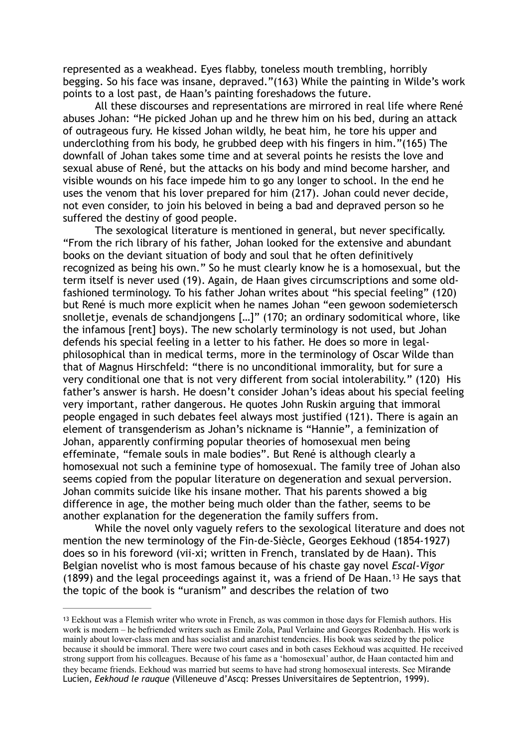represented as a weakhead. Eyes flabby, toneless mouth trembling, horribly begging. So his face was insane, depraved."(163) While the painting in Wilde's work points to a lost past, de Haan's painting foreshadows the future.

All these discourses and representations are mirrored in real life where René abuses Johan: "He picked Johan up and he threw him on his bed, during an attack of outrageous fury. He kissed Johan wildly, he beat him, he tore his upper and underclothing from his body, he grubbed deep with his fingers in him."(165) The downfall of Johan takes some time and at several points he resists the love and sexual abuse of René, but the attacks on his body and mind become harsher, and visible wounds on his face impede him to go any longer to school. In the end he uses the venom that his lover prepared for him (217). Johan could never decide, not even consider, to join his beloved in being a bad and depraved person so he suffered the destiny of good people.

The sexological literature is mentioned in general, but never specifically. "From the rich library of his father, Johan looked for the extensive and abundant books on the deviant situation of body and soul that he often definitively recognized as being his own." So he must clearly know he is a homosexual, but the term itself is never used (19). Again, de Haan gives circumscriptions and some old-fashioned terminology. To his father Johan writes about "his special feeling" (120) but René is much more explicit when he names Johan "een gewoon sodemietersch snolletje, evenals de schandjongens […]" (170; an ordinary sodomitical whore, like the infamous [rent] boys). The new scholarly terminology is not used, but Johan defends his special feeling in a letter to his father. He does so more in legal-philosophical than in medical terms, more in the terminology of Oscar Wilde than that of Magnus Hirschfeld: "there is no unconditional immorality, but for sure a very conditional one that is not very different from social intolerability." (120) His father's answer is harsh. He doesn't consider Johan's ideas about his special feeling very important, rather dangerous. He quotes John Ruskin arguing that immoral people engaged in such debates feel always most justified (121). There is again an element of transgenderism as Johan's nickname is "Hannie", a feminization of Johan, apparently confirming popular theories of homosexual men being effeminate, "female souls in male bodies". But René is although clearly a homosexual not such a feminine type of homosexual. The family tree of Johan also seems copied from the popular literature on degeneration and sexual perversion. Johan commits suicide like his insane mother. That his parents showed a big difference in age, the mother being much older than the father, seems to be another explanation for the degeneration the family suffers from.

While the novel only vaguely refers to the sexological literature and does not mention the new terminology of the Fin-de-Siècle, Georges Eekhoud (1854-1927) does so in his foreword (vii-xi; written in French, translated by de Haan). This Belgian novelist who is most famous because of his chaste gay novel *Escal-Vigor* (1899) and the legal proceedings against it, was a friend of De Haan.[13] He says that the topic of the book is "uranism" and describes the relation of two

---

[13] Eekhout was a Flemish writer who wrote in French, as was common in those days for Flemish authors. His work is modern – he befriended writers such as Emile Zola, Paul Verlaine and Georges Rodenbach. His work is mainly about lower-class men and has socialist and anarchist tendencies. His book was seized by the police because it should be immoral. There were two court cases and in both cases Eekhoud was acquitted. He received strong support from his colleagues. Because of his fame as a 'homosexual' author, de Haan contacted him and they became friends. Eekhoud was married but seems to have had strong homosexual interests. See Mirande Lucien, *Eekhoud le rauque* (Villeneuve d'Ascq: Presses Universitaires de Septentrion, 1999).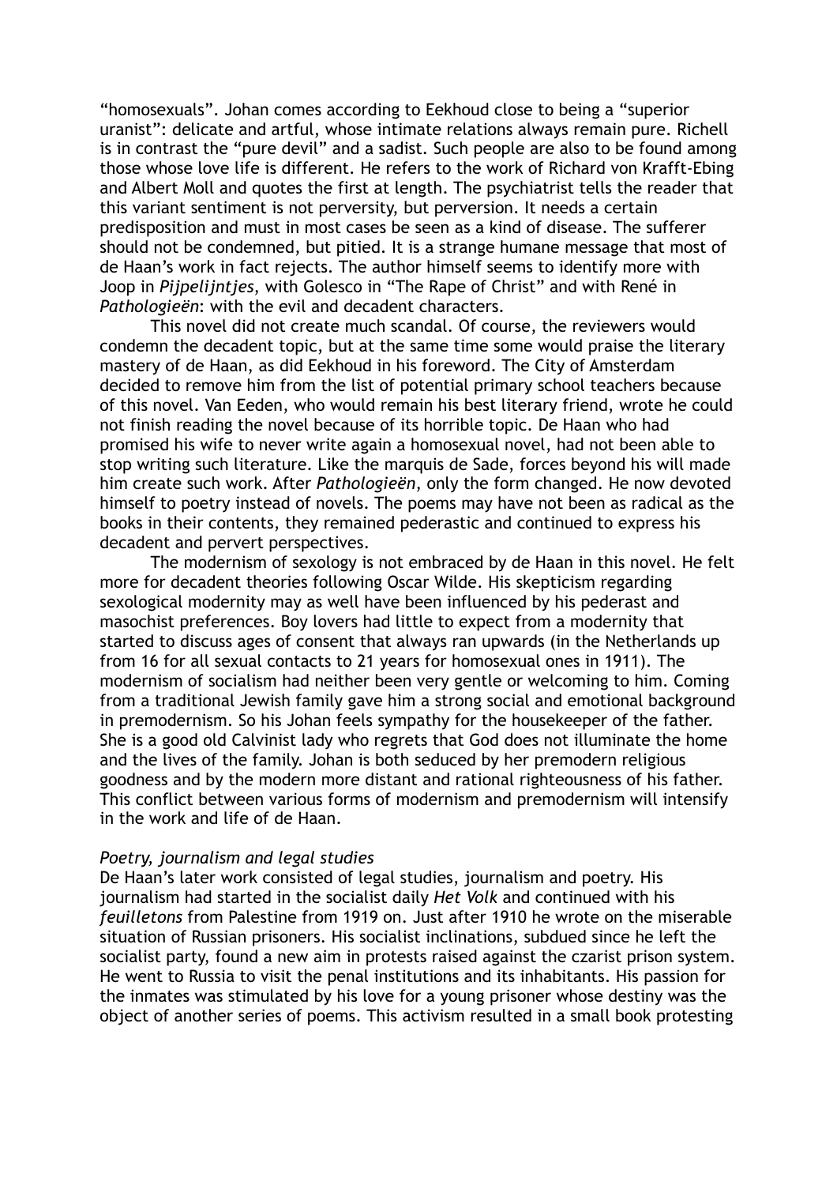"homosexuals". Johan comes according to Eekhoud close to being a "superior uranist": delicate and artful, whose intimate relations always remain pure. Richell is in contrast the "pure devil" and a sadist. Such people are also to be found among those whose love life is different. He refers to the work of Richard von Krafft-Ebing and Albert Moll and quotes the first at length. The psychiatrist tells the reader that this variant sentiment is not perversity, but perversion. It needs a certain predisposition and must in most cases be seen as a kind of disease. The sufferer should not be condemned, but pitied. It is a strange humane message that most of de Haan's work in fact rejects. The author himself seems to identify more with Joop in *Pijpelijntjes*, with Golesco in "The Rape of Christ" and with René in *Pathologieën*: with the evil and decadent characters.

This novel did not create much scandal. Of course, the reviewers would condemn the decadent topic, but at the same time some would praise the literary mastery of de Haan, as did Eekhoud in his foreword. The City of Amsterdam decided to remove him from the list of potential primary school teachers because of this novel. Van Eeden, who would remain his best literary friend, wrote he could not finish reading the novel because of its horrible topic. De Haan who had promised his wife to never write again a homosexual novel, had not been able to stop writing such literature. Like the marquis de Sade, forces beyond his will made him create such work. After *Pathologieën*, only the form changed. He now devoted himself to poetry instead of novels. The poems may have not been as radical as the books in their contents, they remained pederastic and continued to express his decadent and pervert perspectives.

The modernism of sexology is not embraced by de Haan in this novel. He felt more for decadent theories following Oscar Wilde. His skepticism regarding sexological modernity may as well have been influenced by his pederast and masochist preferences. Boy lovers had little to expect from a modernity that started to discuss ages of consent that always ran upwards (in the Netherlands up from 16 for all sexual contacts to 21 years for homosexual ones in 1911). The modernism of socialism had neither been very gentle or welcoming to him. Coming from a traditional Jewish family gave him a strong social and emotional background in premodernism. So his Johan feels sympathy for the housekeeper of the father. She is a good old Calvinist lady who regrets that God does not illuminate the home and the lives of the family. Johan is both seduced by her premodern religious goodness and by the modern more distant and rational righteousness of his father. This conflict between various forms of modernism and premodernism will intensify in the work and life of de Haan.

*Poetry, journalism and legal studies*

De Haan's later work consisted of legal studies, journalism and poetry. His journalism had started in the socialist daily *Het Volk* and continued with his *feuilletons* from Palestine from 1919 on. Just after 1910 he wrote on the miserable situation of Russian prisoners. His socialist inclinations, subdued since he left the socialist party, found a new aim in protests raised against the czarist prison system. He went to Russia to visit the penal institutions and its inhabitants. His passion for the inmates was stimulated by his love for a young prisoner whose destiny was the object of another series of poems. This activism resulted in a small book protesting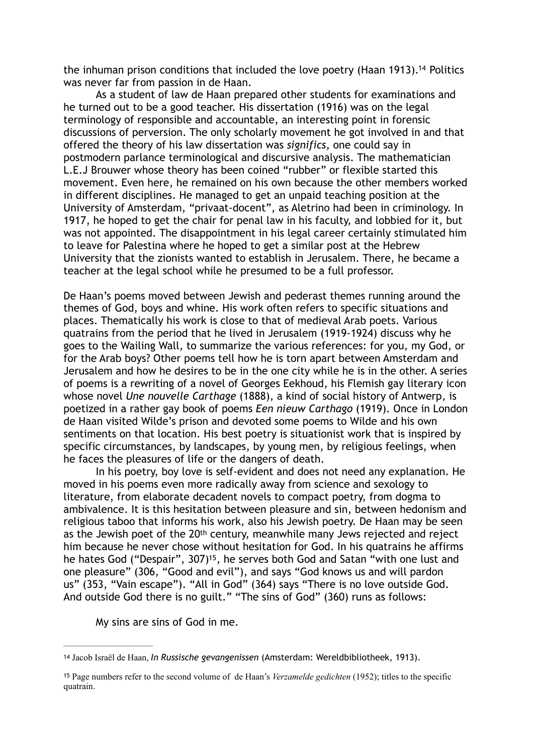the inhuman prison conditions that included the love poetry (Haan 1913).[14] Politics was never far from passion in de Haan.

As a student of law de Haan prepared other students for examinations and he turned out to be a good teacher. His dissertation (1916) was on the legal terminology of responsible and accountable, an interesting point in forensic discussions of perversion. The only scholarly movement he got involved in and that offered the theory of his law dissertation was *significs*, one could say in postmodern parlance terminological and discursive analysis. The mathematician L.E.J Brouwer whose theory has been coined "rubber" or flexible started this movement. Even here, he remained on his own because the other members worked in different disciplines. He managed to get an unpaid teaching position at the University of Amsterdam, "privaat-docent", as Aletrino had been in criminology. In 1917, he hoped to get the chair for penal law in his faculty, and lobbied for it, but was not appointed. The disappointment in his legal career certainly stimulated him to leave for Palestina where he hoped to get a similar post at the Hebrew University that the zionists wanted to establish in Jerusalem. There, he became a teacher at the legal school while he presumed to be a full professor.

De Haan's poems moved between Jewish and pederast themes running around the themes of God, boys and whine. His work often refers to specific situations and places. Thematically his work is close to that of medieval Arab poets. Various quatrains from the period that he lived in Jerusalem (1919-1924) discuss why he goes to the Wailing Wall, to summarize the various references: for you, my God, or for the Arab boys? Other poems tell how he is torn apart between Amsterdam and Jerusalem and how he desires to be in the one city while he is in the other. A series of poems is a rewriting of a novel of Georges Eekhoud, his Flemish gay literary icon whose novel *Une nouvelle Carthage* (1888), a kind of social history of Antwerp, is poetized in a rather gay book of poems *Een nieuw Carthago* (1919). Once in London de Haan visited Wilde's prison and devoted some poems to Wilde and his own sentiments on that location. His best poetry is situationist work that is inspired by specific circumstances, by landscapes, by young men, by religious feelings, when he faces the pleasures of life or the dangers of death.

In his poetry, boy love is self-evident and does not need any explanation. He moved in his poems even more radically away from science and sexology to literature, from elaborate decadent novels to compact poetry, from dogma to ambivalence. It is this hesitation between pleasure and sin, between hedonism and religious taboo that informs his work, also his Jewish poetry. De Haan may be seen as the Jewish poet of the 20th century, meanwhile many Jews rejected and reject him because he never chose without hesitation for God. In his quatrains he affirms he hates God ("Despair", 307)[15], he serves both God and Satan "with one lust and one pleasure" (306, "Good and evil"), and says "God knows us and will pardon us" (353, "Vain escape"). "All in God" (364) says "There is no love outside God. And outside God there is no guilt." "The sins of God" (360) runs as follows:

My sins are sins of God in me.

---

[14] Jacob Israël de Haan, *In Russische gevangenissen* (Amsterdam: Wereldbibliotheek, 1913).

[15] Page numbers refer to the second volume of de Haan's *Verzamelde gedichten* (1952); titles to the specific quatrain.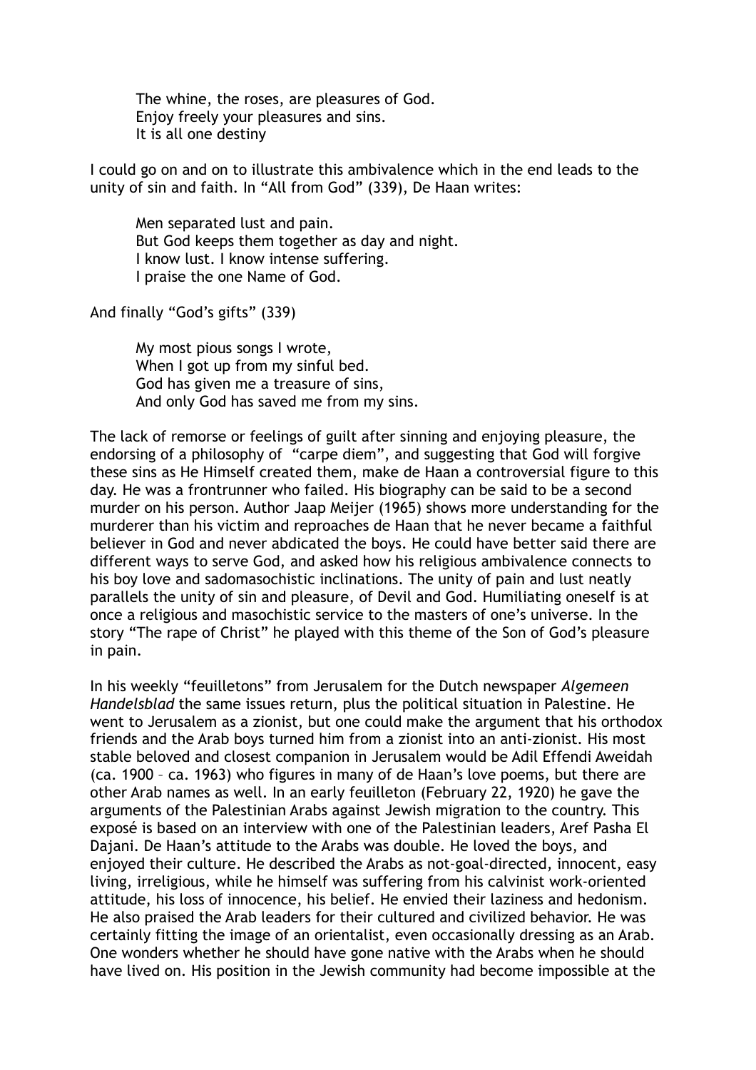> The whine, the roses, are pleasures of God.
> Enjoy freely your pleasures and sins.
> It is all one destiny

I could go on and on to illustrate this ambivalence which in the end leads to the unity of sin and faith. In "All from God" (339), De Haan writes:

> Men separated lust and pain.
> But God keeps them together as day and night.
> I know lust. I know intense suffering.
> I praise the one Name of God.

And finally "God's gifts" (339)

> My most pious songs I wrote,
> When I got up from my sinful bed.
> God has given me a treasure of sins,
> And only God has saved me from my sins.

The lack of remorse or feelings of guilt after sinning and enjoying pleasure, the endorsing of a philosophy of "carpe diem", and suggesting that God will forgive these sins as He Himself created them, make de Haan a controversial figure to this day. He was a frontrunner who failed. His biography can be said to be a second murder on his person. Author Jaap Meijer (1965) shows more understanding for the murderer than his victim and reproaches de Haan that he never became a faithful believer in God and never abdicated the boys. He could have better said there are different ways to serve God, and asked how his religious ambivalence connects to his boy love and sadomasochistic inclinations. The unity of pain and lust neatly parallels the unity of sin and pleasure, of Devil and God. Humiliating oneself is at once a religious and masochistic service to the masters of one's universe. In the story "The rape of Christ" he played with this theme of the Son of God's pleasure in pain.

In his weekly "feuilletons" from Jerusalem for the Dutch newspaper *Algemeen Handelsblad* the same issues return, plus the political situation in Palestine. He went to Jerusalem as a zionist, but one could make the argument that his orthodox friends and the Arab boys turned him from a zionist into an anti-zionist. His most stable beloved and closest companion in Jerusalem would be Adil Effendi Aweidah (ca. 1900 – ca. 1963) who figures in many of de Haan's love poems, but there are other Arab names as well. In an early feuilleton (February 22, 1920) he gave the arguments of the Palestinian Arabs against Jewish migration to the country. This exposé is based on an interview with one of the Palestinian leaders, Aref Pasha El Dajani. De Haan's attitude to the Arabs was double. He loved the boys, and enjoyed their culture. He described the Arabs as not-goal-directed, innocent, easy living, irreligious, while he himself was suffering from his calvinist work-oriented attitude, his loss of innocence, his belief. He envied their laziness and hedonism. He also praised the Arab leaders for their cultured and civilized behavior. He was certainly fitting the image of an orientalist, even occasionally dressing as an Arab. One wonders whether he should have gone native with the Arabs when he should have lived on. His position in the Jewish community had become impossible at the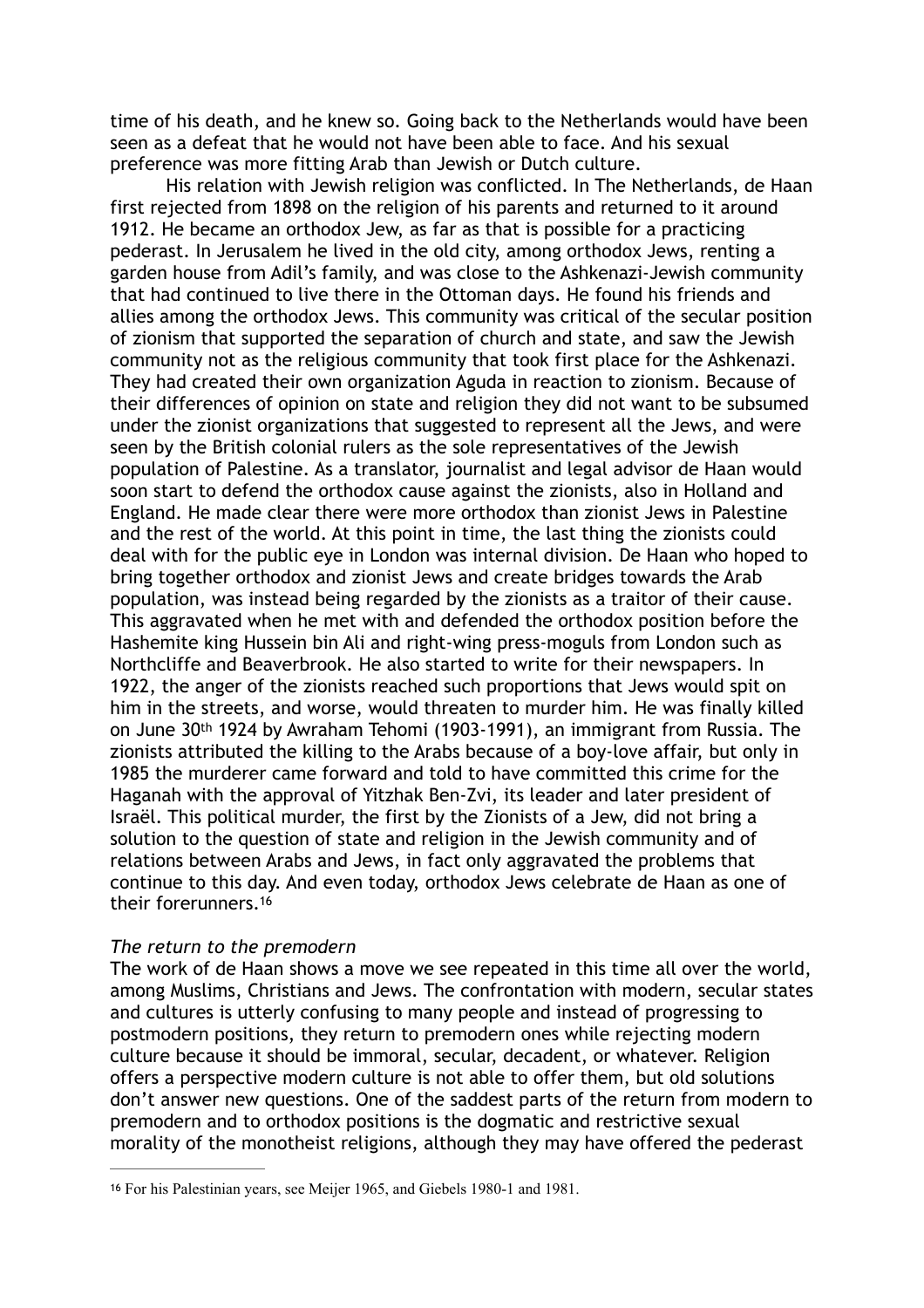time of his death, and he knew so. Going back to the Netherlands would have been seen as a defeat that he would not have been able to face. And his sexual preference was more fitting Arab than Jewish or Dutch culture.

His relation with Jewish religion was conflicted. In The Netherlands, de Haan first rejected from 1898 on the religion of his parents and returned to it around 1912. He became an orthodox Jew, as far as that is possible for a practicing pederast. In Jerusalem he lived in the old city, among orthodox Jews, renting a garden house from Adil's family, and was close to the Ashkenazi-Jewish community that had continued to live there in the Ottoman days. He found his friends and allies among the orthodox Jews. This community was critical of the secular position of zionism that supported the separation of church and state, and saw the Jewish community not as the religious community that took first place for the Ashkenazi. They had created their own organization Aguda in reaction to zionism. Because of their differences of opinion on state and religion they did not want to be subsumed under the zionist organizations that suggested to represent all the Jews, and were seen by the British colonial rulers as the sole representatives of the Jewish population of Palestine. As a translator, journalist and legal advisor de Haan would soon start to defend the orthodox cause against the zionists, also in Holland and England. He made clear there were more orthodox than zionist Jews in Palestine and the rest of the world. At this point in time, the last thing the zionists could deal with for the public eye in London was internal division. De Haan who hoped to bring together orthodox and zionist Jews and create bridges towards the Arab population, was instead being regarded by the zionists as a traitor of their cause. This aggravated when he met with and defended the orthodox position before the Hashemite king Hussein bin Ali and right-wing press-moguls from London such as Northcliffe and Beaverbrook. He also started to write for their newspapers. In 1922, the anger of the zionists reached such proportions that Jews would spit on him in the streets, and worse, would threaten to murder him. He was finally killed on June 30th 1924 by Awraham Tehomi (1903-1991), an immigrant from Russia. The zionists attributed the killing to the Arabs because of a boy-love affair, but only in 1985 the murderer came forward and told to have committed this crime for the Haganah with the approval of Yitzhak Ben-Zvi, its leader and later president of Israël. This political murder, the first by the Zionists of a Jew, did not bring a solution to the question of state and religion in the Jewish community and of relations between Arabs and Jews, in fact only aggravated the problems that continue to this day. And even today, orthodox Jews celebrate de Haan as one of their forerunners.[16]

*The return to the premodern*

The work of de Haan shows a move we see repeated in this time all over the world, among Muslims, Christians and Jews. The confrontation with modern, secular states and cultures is utterly confusing to many people and instead of progressing to postmodern positions, they return to premodern ones while rejecting modern culture because it should be immoral, secular, decadent, or whatever. Religion offers a perspective modern culture is not able to offer them, but old solutions don't answer new questions. One of the saddest parts of the return from modern to premodern and to orthodox positions is the dogmatic and restrictive sexual morality of the monotheist religions, although they may have offered the pederast

[16] For his Palestinian years, see Meijer 1965, and Giebels 1980-1 and 1981.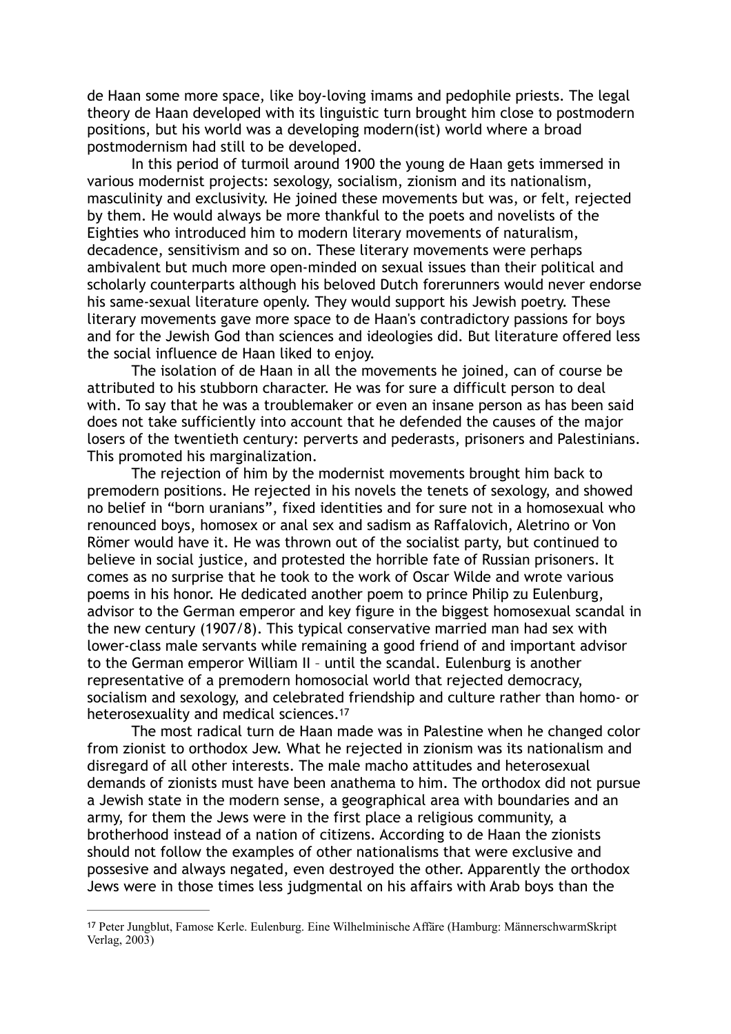de Haan some more space, like boy-loving imams and pedophile priests. The legal theory de Haan developed with its linguistic turn brought him close to postmodern positions, but his world was a developing modern(ist) world where a broad postmodernism had still to be developed.

In this period of turmoil around 1900 the young de Haan gets immersed in various modernist projects: sexology, socialism, zionism and its nationalism, masculinity and exclusivity. He joined these movements but was, or felt, rejected by them. He would always be more thankful to the poets and novelists of the Eighties who introduced him to modern literary movements of naturalism, decadence, sensitivism and so on. These literary movements were perhaps ambivalent but much more open-minded on sexual issues than their political and scholarly counterparts although his beloved Dutch forerunners would never endorse his same-sexual literature openly. They would support his Jewish poetry. These literary movements gave more space to de Haan's contradictory passions for boys and for the Jewish God than sciences and ideologies did. But literature offered less the social influence de Haan liked to enjoy.

The isolation of de Haan in all the movements he joined, can of course be attributed to his stubborn character. He was for sure a difficult person to deal with. To say that he was a troublemaker or even an insane person as has been said does not take sufficiently into account that he defended the causes of the major losers of the twentieth century: perverts and pederasts, prisoners and Palestinians. This promoted his marginalization.

The rejection of him by the modernist movements brought him back to premodern positions. He rejected in his novels the tenets of sexology, and showed no belief in "born uranians", fixed identities and for sure not in a homosexual who renounced boys, homosex or anal sex and sadism as Raffalovich, Aletrino or Von Römer would have it. He was thrown out of the socialist party, but continued to believe in social justice, and protested the horrible fate of Russian prisoners. It comes as no surprise that he took to the work of Oscar Wilde and wrote various poems in his honor. He dedicated another poem to prince Philip zu Eulenburg, advisor to the German emperor and key figure in the biggest homosexual scandal in the new century (1907/8). This typical conservative married man had sex with lower-class male servants while remaining a good friend of and important advisor to the German emperor William II – until the scandal. Eulenburg is another representative of a premodern homosocial world that rejected democracy, socialism and sexology, and celebrated friendship and culture rather than homo- or heterosexuality and medical sciences.[17]

The most radical turn de Haan made was in Palestine when he changed color from zionist to orthodox Jew. What he rejected in zionism was its nationalism and disregard of all other interests. The male macho attitudes and heterosexual demands of zionists must have been anathema to him. The orthodox did not pursue a Jewish state in the modern sense, a geographical area with boundaries and an army, for them the Jews were in the first place a religious community, a brotherhood instead of a nation of citizens. According to de Haan the zionists should not follow the examples of other nationalisms that were exclusive and possesive and always negated, even destroyed the other. Apparently the orthodox Jews were in those times less judgmental on his affairs with Arab boys than the

---

[17] Peter Jungblut, Famose Kerle. Eulenburg. Eine Wilhelminische Affäre (Hamburg: MännerschwarmSkript Verlag, 2003)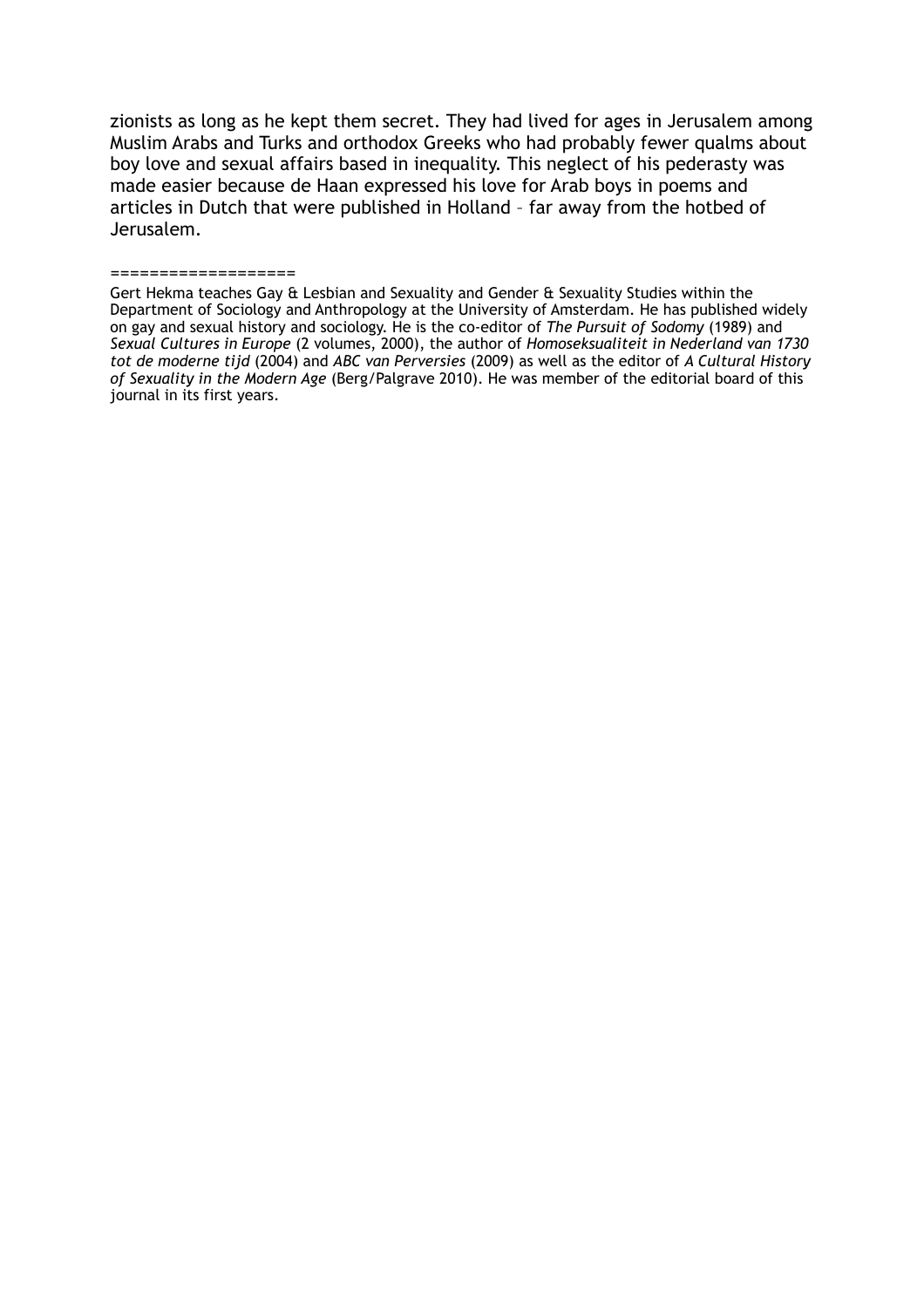zionists as long as he kept them secret. They had lived for ages in Jerusalem among Muslim Arabs and Turks and orthodox Greeks who had probably fewer qualms about boy love and sexual affairs based in inequality. This neglect of his pederasty was made easier because de Haan expressed his love for Arab boys in poems and articles in Dutch that were published in Holland – far away from the hotbed of Jerusalem.

==================

Gert Hekma teaches Gay & Lesbian and Sexuality and Gender & Sexuality Studies within the Department of Sociology and Anthropology at the University of Amsterdam. He has published widely on gay and sexual history and sociology. He is the co-editor of *The Pursuit of Sodomy* (1989) and *Sexual Cultures in Europe* (2 volumes, 2000), the author of *Homoseksualiteit in Nederland van 1730 tot de moderne tijd* (2004) and *ABC van Perversies* (2009) as well as the editor of *A Cultural History of Sexuality in the Modern Age* (Berg/Palgrave 2010). He was member of the editorial board of this journal in its first years.